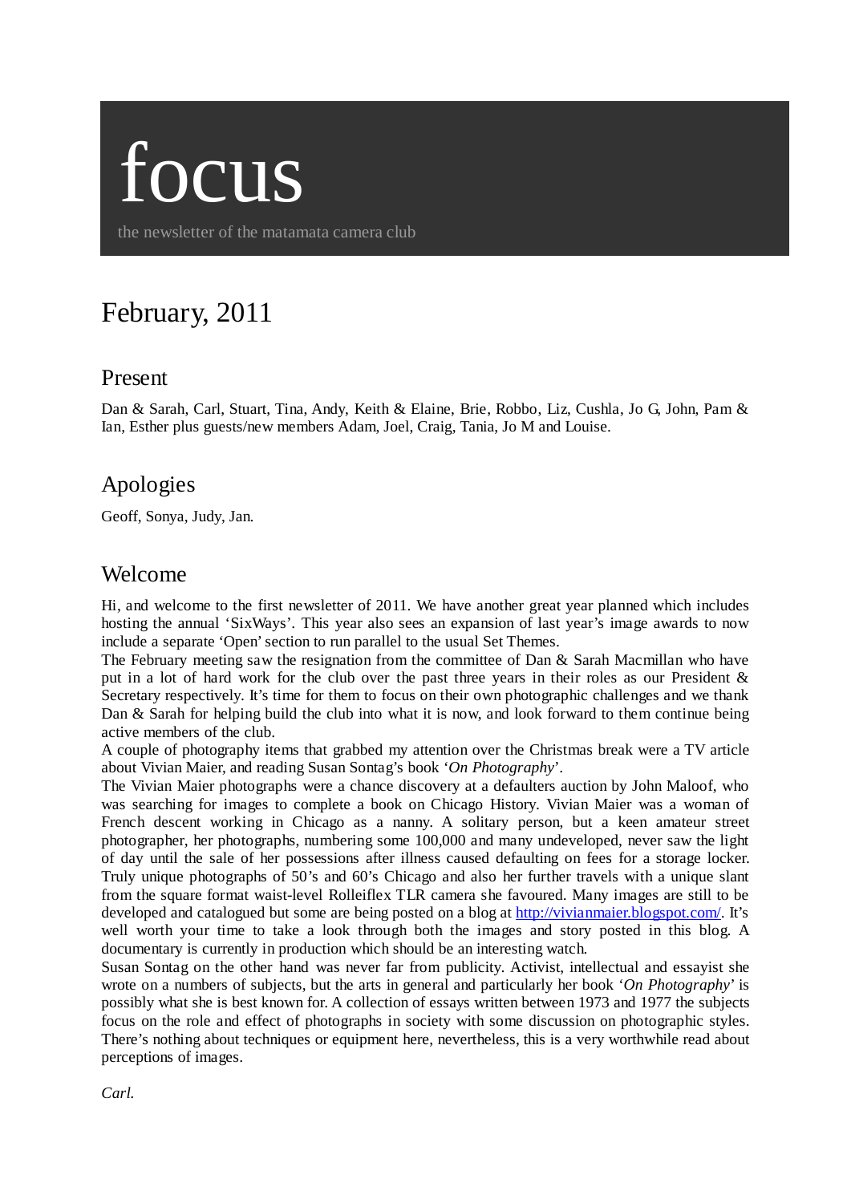# focus

the newsletter of the matamata camera club

## February, 2011

### Present

Dan & Sarah, Carl, Stuart, Tina, Andy, Keith & Elaine, Brie, Robbo, Liz, Cushla, Jo G, John, Pam & Ian, Esther plus guests/new members Adam, Joel, Craig, Tania, Jo M and Louise.

### Apologies

Geoff, Sonya, Judy, Jan.

### Welcome

Hi, and welcome to the first newsletter of 2011. We have another great year planned which includes hosting the annual 'SixWays'. This year also sees an expansion of last year's image awards to now include a separate 'Open' section to run parallel to the usual Set Themes.

The February meeting saw the resignation from the committee of Dan & Sarah Macmillan who have put in a lot of hard work for the club over the past three years in their roles as our President & Secretary respectively. It's time for them to focus on their own photographic challenges and we thank Dan & Sarah for helping build the club into what it is now, and look forward to them continue being active members of the club.

A couple of photography items that grabbed my attention over the Christmas break were a TV article about Vivian Maier, and reading Susan Sontag's book '*On Photography*'.

The Vivian Maier photographs were a chance discovery at a defaulters auction by John Maloof, who was searching for images to complete a book on Chicago History. Vivian Maier was a woman of French descent working in Chicago as a nanny. A solitary person, but a keen amateur street photographer, her photographs, numbering some 100,000 and many undeveloped, never saw the light of day until the sale of her possessions after illness caused defaulting on fees for a storage locker. Truly unique photographs of 50's and 60's Chicago and also her further travels with a unique slant from the square format waist-level Rolleiflex TLR camera she favoured. Many images are still to be developed and catalogued but some are being posted on a blog at [http://vivianmaier.blogspot.com/](http://vivianmaier.blogspot.com/). It's well worth your time to take a look through both the images and story posted in this blog. A documentary is currently in production which should be an interesting watch.

Susan Sontag on the other hand was never far from publicity. Activist, intellectual and essayist she wrote on a numbers of subjects, but the arts in general and particularly her book '*On Photography*' is possibly what she is best known for. A collection of essays written between 1973 and 1977 the subjects focus on the role and effect of photographs in society with some discussion on photographic styles. There's nothing about techniques or equipment here, nevertheless, this is a very worthwhile read about perceptions of images.

*Carl.*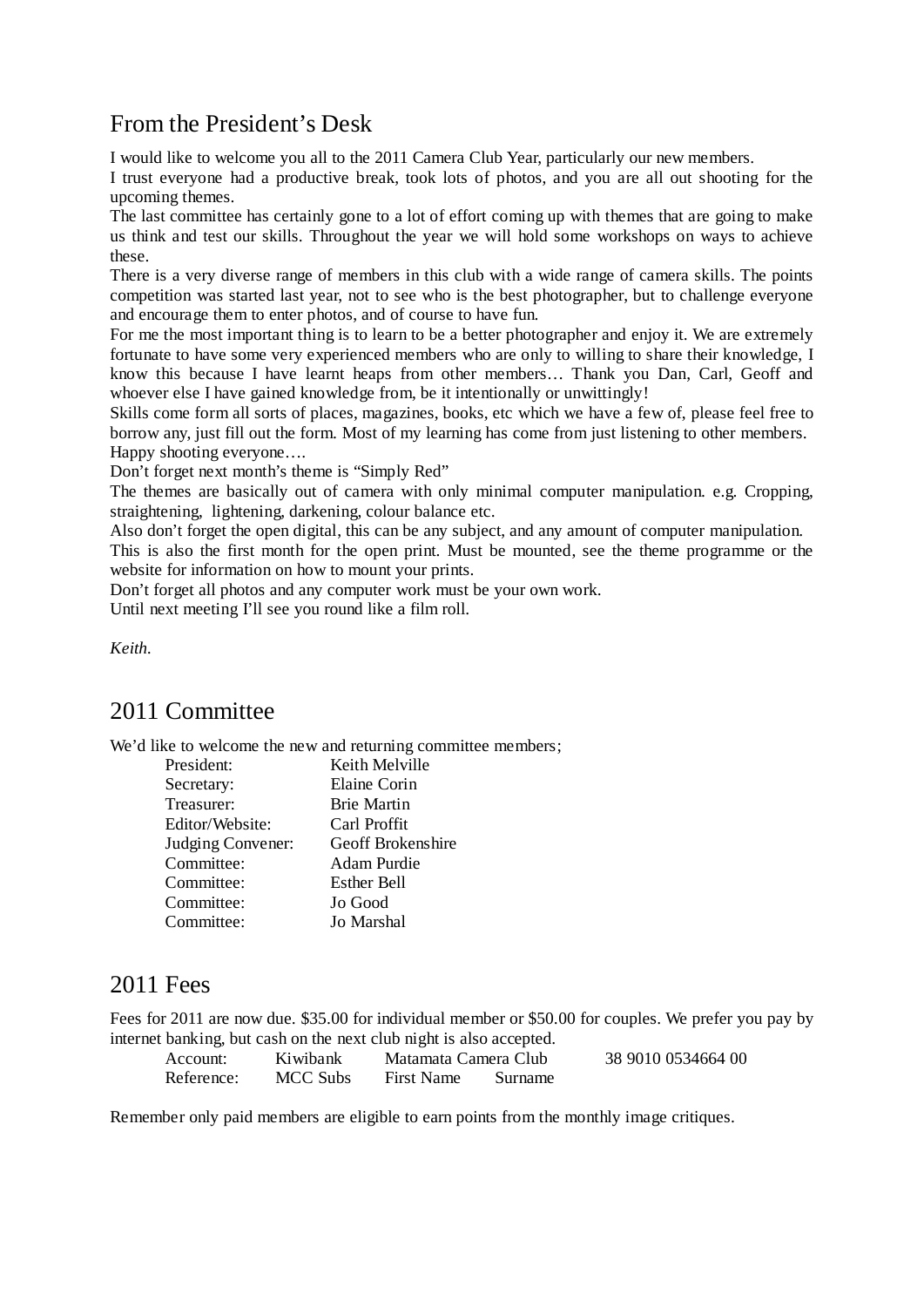## From the President's Desk

I would like to welcome you all to the 2011 Camera Club Year, particularly our new members.

I trust everyone had a productive break, took lots of photos, and you are all out shooting for the upcoming themes.

The last committee has certainly gone to a lot of effort coming up with themes that are going to make us think and test our skills. Throughout the year we will hold some workshops on ways to achieve these.

There is a very diverse range of members in this club with a wide range of camera skills. The points competition was started last year, not to see who is the best photographer, but to challenge everyone and encourage them to enter photos, and of course to have fun.

For me the most important thing is to learn to be a better photographer and enjoy it. We are extremely fortunate to have some very experienced members who are only to willing to share their knowledge, I know this because I have learnt heaps from other members… Thank you Dan, Carl, Geoff and whoever else I have gained knowledge from, be it intentionally or unwittingly!

Skills come form all sorts of places, magazines, books, etc which we have a few of, please feel free to borrow any, just fill out the form. Most of my learning has come from just listening to other members.

Happy shooting everyone….

Don't forget next month's theme is "Simply Red"

The themes are basically out of camera with only minimal computer manipulation. e.g. Cropping, straightening, lightening, darkening, colour balance etc.

Also don't forget the open digital, this can be any subject, and any amount of computer manipulation.

This is also the first month for the open print. Must be mounted, see the theme programme or the website for information on how to mount your prints.

Don't forget all photos and any computer work must be your own work.

Until next meeting I'll see you round like a film roll.

*Keith.*

## 2011 Committee

We'd like to welcome the new and returning committee members;

| | |
|---|---|
| President: | Keith Melville |
| Secretary: | Elaine Corin |
| Treasurer: | Brie Martin |
| Editor/Website: | Carl Proffit |
| Judging Convener: | Geoff Brokenshire |
| Committee: | Adam Purdie |
| Committee: | Esther Bell |
| Committee: | Jo Good |
| Committee: | Jo Marshal |

## 2011 Fees

Fees for 2011 are now due. $35.00 for individual member or $50.00 for couples. We prefer you pay by internet banking, but cash on the next club night is also accepted.

| | | | | |
|---|---|---|---|---|
| Account: | Kiwibank | Matamata Camera Club | | 38 9010 0534664 00 |
| Reference: | MCC Subs | First Name | Surname | |

Remember only paid members are eligible to earn points from the monthly image critiques.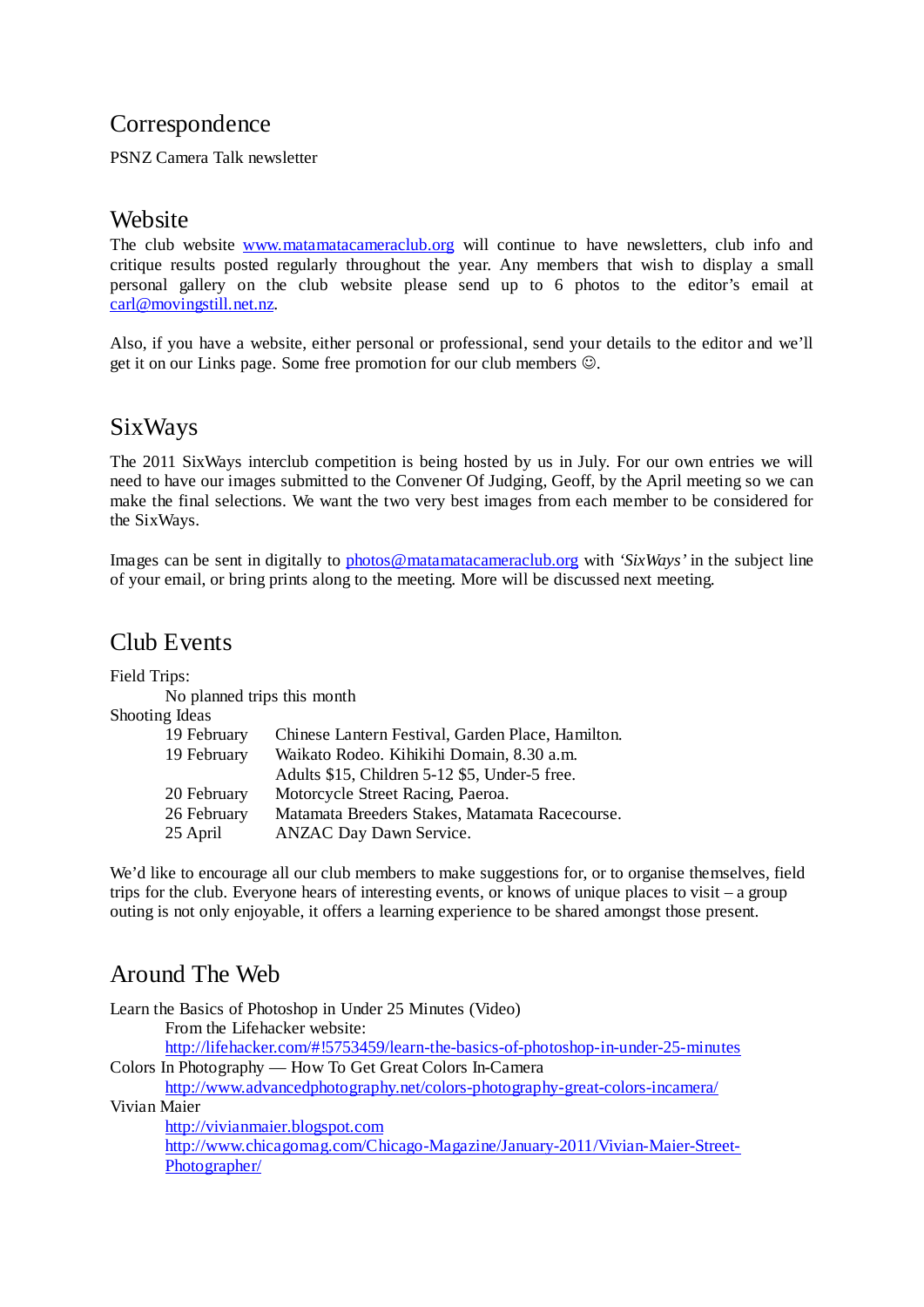## Correspondence

PSNZ Camera Talk newsletter

## Website

The club website www.matamatacameraclub.org will continue to have newsletters, club info and critique results posted regularly throughout the year. Any members that wish to display a small personal gallery on the club website please send up to 6 photos to the editor's email at carl@movingstill.net.nz.

Also, if you have a website, either personal or professional, send your details to the editor and we'll get it on our Links page. Some free promotion for our club members ☺.

## SixWays

The 2011 SixWays interclub competition is being hosted by us in July. For our own entries we will need to have our images submitted to the Convener Of Judging, Geoff, by the April meeting so we can make the final selections. We want the two very best images from each member to be considered for the SixWays.

Images can be sent in digitally to photos@matamatacameraclub.org with *'SixWays'* in the subject line of your email, or bring prints along to the meeting. More will be discussed next meeting.

## Club Events

Field Trips:

No planned trips this month

Shooting Ideas

| | |
|---|---|
| 19 February | Chinese Lantern Festival, Garden Place, Hamilton. |
| 19 February | Waikato Rodeo. Kihikihi Domain, 8.30 a.m. Adults $15, Children 5-12 $5, Under-5 free. |
| 20 February | Motorcycle Street Racing, Paeroa. |
| 26 February | Matamata Breeders Stakes, Matamata Racecourse. |
| 25 April | ANZAC Day Dawn Service. |

We'd like to encourage all our club members to make suggestions for, or to organise themselves, field trips for the club. Everyone hears of interesting events, or knows of unique places to visit – a group outing is not only enjoyable, it offers a learning experience to be shared amongst those present.

## Around The Web

Learn the Basics of Photoshop in Under 25 Minutes (Video)

From the Lifehacker website:
http://lifehacker.com/#!5753459/learn-the-basics-of-photoshop-in-under-25-minutes

Colors In Photography — How To Get Great Colors In-Camera

http://www.advancedphotography.net/colors-photography-great-colors-incamera/

Vivian Maier

http://vivianmaier.blogspot.com
http://www.chicagomag.com/Chicago-Magazine/January-2011/Vivian-Maier-Street-Photographer/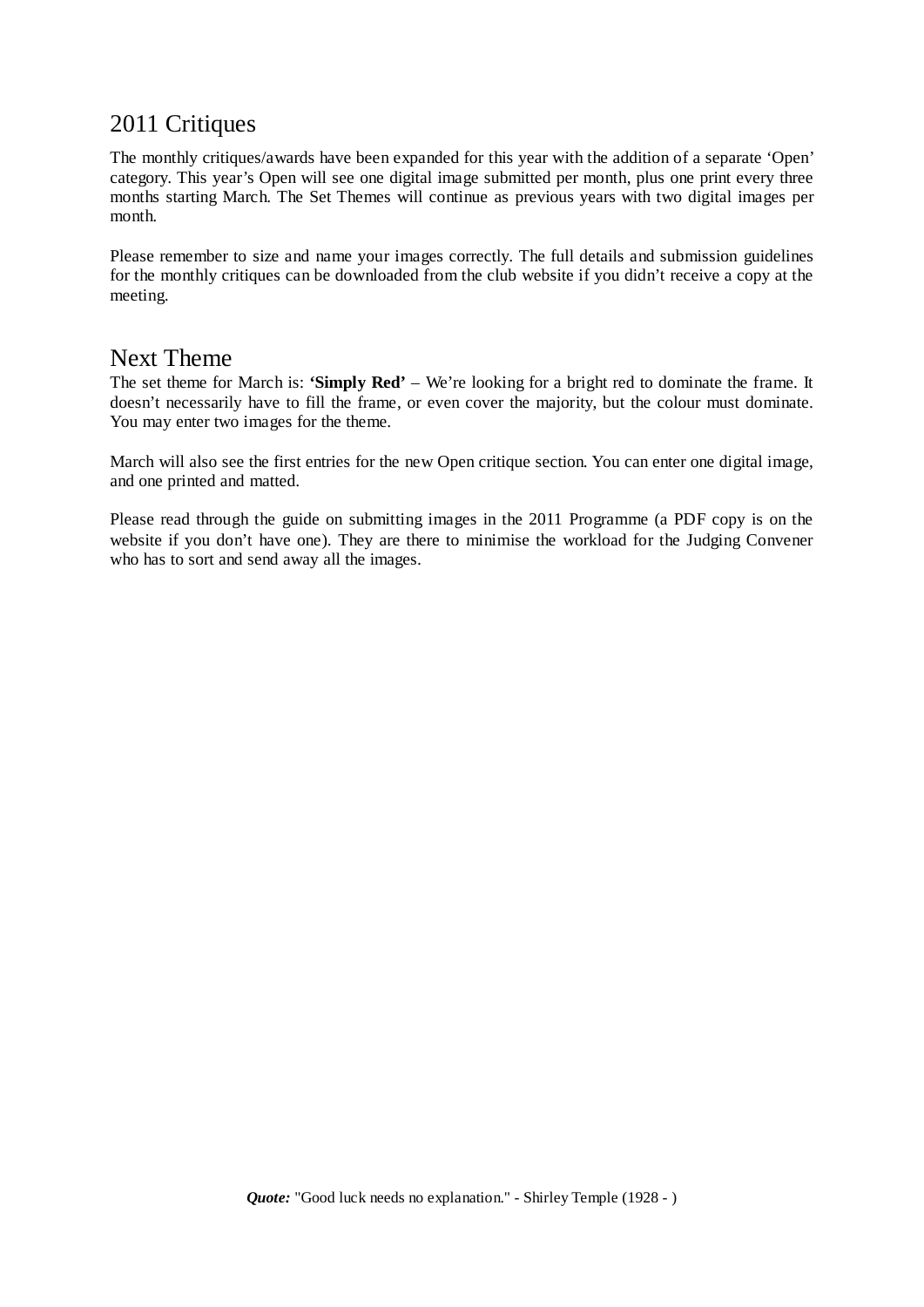## 2011 Critiques

The monthly critiques/awards have been expanded for this year with the addition of a separate 'Open' category. This year's Open will see one digital image submitted per month, plus one print every three months starting March. The Set Themes will continue as previous years with two digital images per month.

Please remember to size and name your images correctly. The full details and submission guidelines for the monthly critiques can be downloaded from the club website if you didn't receive a copy at the meeting.

## Next Theme

The set theme for March is: **'Simply Red'** – We're looking for a bright red to dominate the frame. It doesn't necessarily have to fill the frame, or even cover the majority, but the colour must dominate. You may enter two images for the theme.

March will also see the first entries for the new Open critique section. You can enter one digital image, and one printed and matted.

Please read through the guide on submitting images in the 2011 Programme (a PDF copy is on the website if you don't have one). They are there to minimise the workload for the Judging Convener who has to sort and send away all the images.

***Quote:*** "Good luck needs no explanation." - Shirley Temple (1928 - )